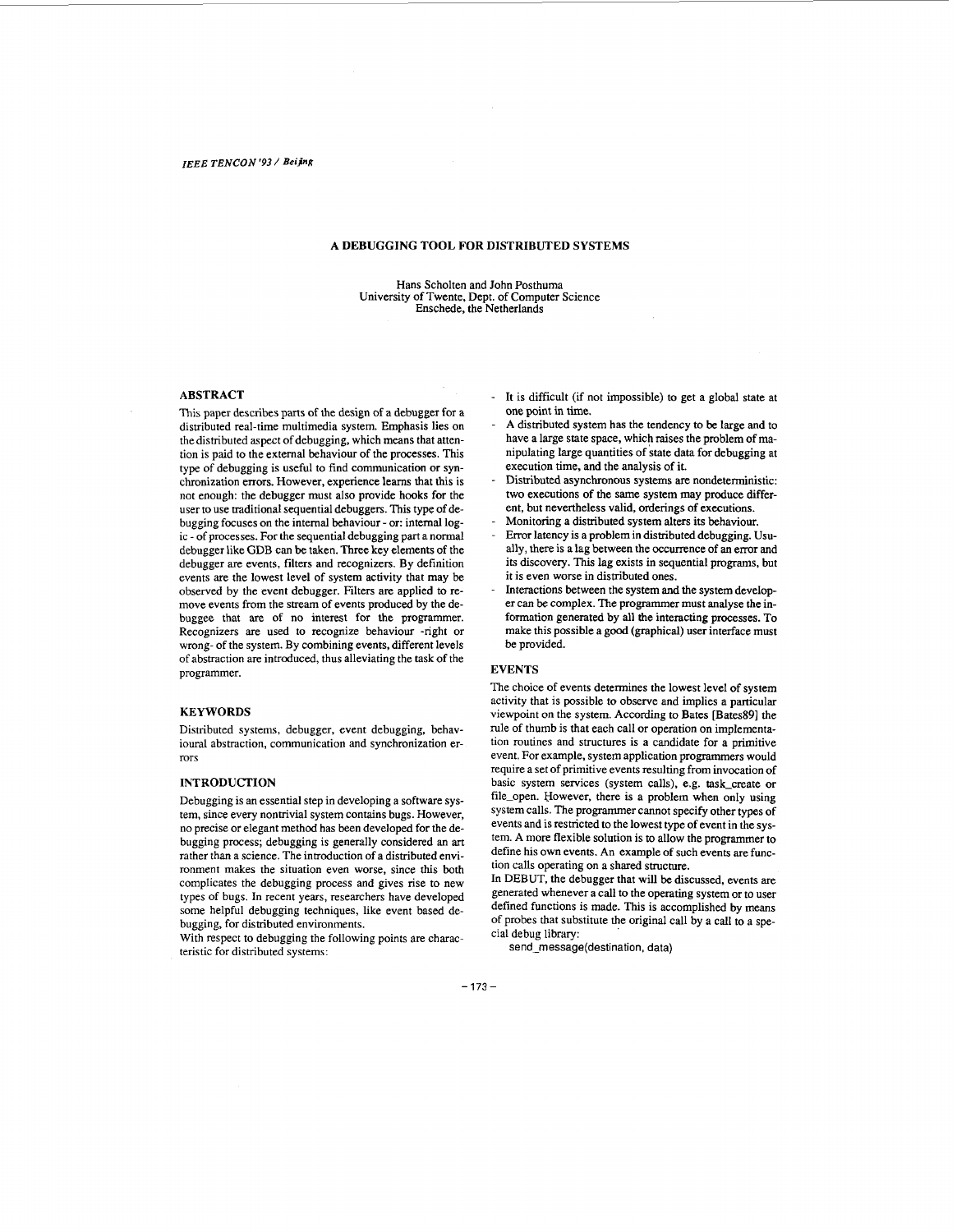# A DEBUGGING TOOL FOR DISTRIBUTED SYSTEMS

Hans Scholten and John Posthuma
University of Twente, Dept. of Computer Science
Enschede, the Netherlands

## ABSTRACT

This paper describes parts of the design of a debugger for a distributed real-time multimedia system. Emphasis lies on the distributed aspect of debugging, which means that attention is paid to the external behaviour of the processes. This type of debugging is useful to find communication or synchronization errors. However, experience learns that this is not enough: the debugger must also provide hooks for the user to use traditional sequential debuggers. This type of debugging focuses on the internal behaviour - or: internal logic - of processes. For the sequential debugging part a normal debugger like GDB can be taken. Three key elements of the debugger are events, filters and recognizers. By definition events are the lowest level of system activity that may be observed by the event debugger. Filters are applied to remove events from the stream of events produced by the debuggee that are of no interest for the programmer. Recognizers are used to recognize behaviour -right or wrong- of the system. By combining events, different levels of abstraction are introduced, thus alleviating the task of the programmer.

## KEYWORDS

Distributed systems, debugger, event debugging, behavioural abstraction, communication and synchronization errors

## INTRODUCTION

Debugging is an essential step in developing a software system, since every nontrivial system contains bugs. However, no precise or elegant method has been developed for the debugging process; debugging is generally considered an art rather than a science. The introduction of a distributed environment makes the situation even worse, since this both complicates the debugging process and gives rise to new types of bugs. In recent years, researchers have developed some helpful debugging techniques, like event based debugging, for distributed environments.

With respect to debugging the following points are characteristic for distributed systems:

- It is difficult (if not impossible) to get a global state at one point in time.
- A distributed system has the tendency to be large and to have a large state space, which raises the problem of manipulating large quantities of state data for debugging at execution time, and the analysis of it.
- Distributed asynchronous systems are nondeterministic: two executions of the same system may produce different, but nevertheless valid, orderings of executions.
- Monitoring a distributed system alters its behaviour.
- Error latency is a problem in distributed debugging. Usually, there is a lag between the occurrence of an error and its discovery. This lag exists in sequential programs, but it is even worse in distributed ones.
- Interactions between the system and the system developer can be complex. The programmer must analyse the information generated by all the interacting processes. To make this possible a good (graphical) user interface must be provided.

## EVENTS

The choice of events determines the lowest level of system activity that is possible to observe and implies a particular viewpoint on the system. According to Bates [Bates89] the rule of thumb is that each call or operation on implementation routines and structures is a candidate for a primitive event. For example, system application programmers would require a set of primitive events resulting from invocation of basic system services (system calls), e.g. task_create or file_open. However, there is a problem when only using system calls. The programmer cannot specify other types of events and is restricted to the lowest type of event in the system. A more flexible solution is to allow the programmer to define his own events. An example of such events are function calls operating on a shared structure.

In DEBUT, the debugger that will be discussed, events are generated whenever a call to the operating system or to user defined functions is made. This is accomplished by means of probes that substitute the original call by a call to a special debug library:

```
send_message(destination, data)
```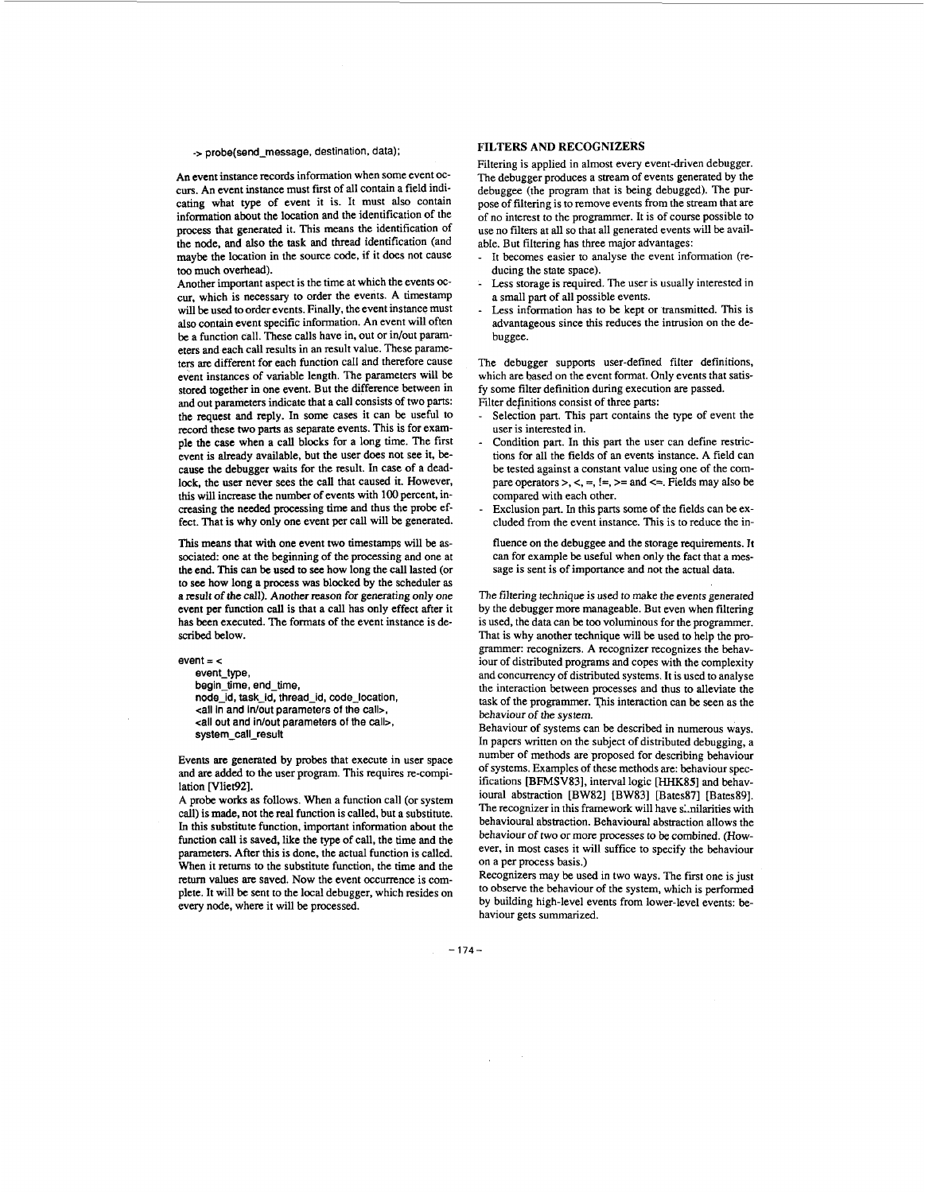```
-> probe(send_message, destination, data);
```

An event instance records information when some event occurs. An event instance must first of all contain a field indicating what type of event it is. It must also contain information about the location and the identification of the process that generated it. This means the identification of the node, and also the task and thread identification (and maybe the location in the source code, if it does not cause too much overhead).

Another important aspect is the time at which the events occur, which is necessary to order the events. A timestamp will be used to order events. Finally, the event instance must also contain event specific information. An event will often be a function call. These calls have in, out or in/out parameters and each call results in an result value. These parameters are different for each function call and therefore cause event instances of variable length. The parameters will be stored together in one event. But the difference between in and out parameters indicate that a call consists of two parts: the request and reply. In some cases it can be useful to record these two parts as separate events. This is for example the case when a call blocks for a long time. The first event is already available, but the user does not see it, because the debugger waits for the result. In case of a deadlock, the user never sees the call that caused it. However, this will increase the number of events with 100 percent, increasing the needed processing time and thus the probe effect. That is why only one event per call will be generated.

This means that with one event two timestamps will be associated: one at the beginning of the processing and one at the end. This can be used to see how long the call lasted (or to see how long a process was blocked by the scheduler as a result of the call). Another reason for generating only one event per function call is that a call has only effect after it has been executed. The formats of the event instance is described below.

```
event = <
    event_type,
    begin_time, end_time,
    node_id, task_id, thread_id, code_location,
    <all in and in/out parameters of the call>,
    <all out and in/out parameters of the call>,
    system_call_result
```

Events are generated by probes that execute in user space and are added to the user program. This requires re-compilation [Vliet92].

A probe works as follows. When a function call (or system call) is made, not the real function is called, but a substitute. In this substitute function, important information about the function call is saved, like the type of call, the time and the parameters. After this is done, the actual function is called. When it returns to the substitute function, the time and the return values are saved. Now the event occurrence is complete. It will be sent to the local debugger, which resides on every node, where it will be processed.

## FILTERS AND RECOGNIZERS

Filtering is applied in almost every event-driven debugger. The debugger produces a stream of events generated by the debuggee (the program that is being debugged). The purpose of filtering is to remove events from the stream that are of no interest to the programmer. It is of course possible to use no filters at all so that all generated events will be available. But filtering has three major advantages:

- It becomes easier to analyse the event information (reducing the state space).
- Less storage is required. The user is usually interested in a small part of all possible events.
- Less information has to be kept or transmitted. This is advantageous since this reduces the intrusion on the debuggee.

The debugger supports user-defined filter definitions, which are based on the event format. Only events that satisfy some filter definition during execution are passed.

Filter definitions consist of three parts:

- Selection part. This part contains the type of event the user is interested in.
- Condition part. In this part the user can define restrictions for all the fields of an events instance. A field can be tested against a constant value using one of the compare operators >, <, =, !=, >= and <=. Fields may also be compared with each other.
- Exclusion part. In this parts some of the fields can be excluded from the event instance. This is to reduce the influence on the debuggee and the storage requirements. It can for example be useful when only the fact that a message is sent is of importance and not the actual data.

The filtering technique is used to make the events generated by the debugger more manageable. But even when filtering is used, the data can be too voluminous for the programmer. That is why another technique will be used to help the programmer: recognizers. A recognizer recognizes the behaviour of distributed programs and copes with the complexity and concurrency of distributed systems. It is used to analyse the interaction between processes and thus to alleviate the task of the programmer. This interaction can be seen as the *behaviour of the system*.

Behaviour of systems can be described in numerous ways. In papers written on the subject of distributed debugging, a number of methods are proposed for describing behaviour of systems. Examples of these methods are: behaviour specifications [BFMSV83], interval logic [HHK85] and behavioural abstraction [BW82] [BW83] [Bates87] [Bates89]. The recognizer in this framework will have similarities with behavioural abstraction. Behavioural abstraction allows the behaviour of two or more processes to be combined. (However, in most cases it will suffice to specify the behaviour on a per process basis.)

Recognizers may be used in two ways. The first one is just to observe the behaviour of the system, which is performed by building high-level events from lower-level events: behaviour gets summarized.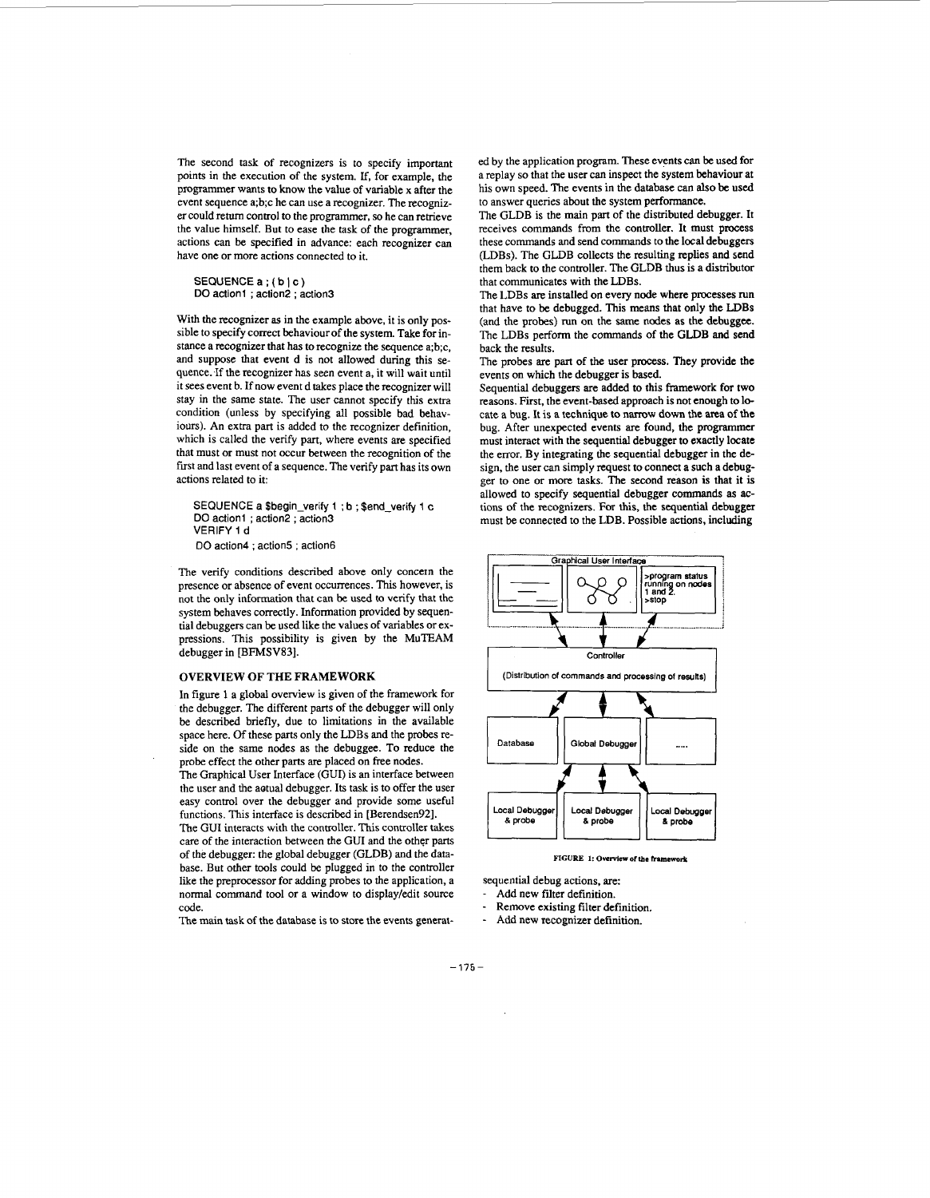The second task of recognizers is to specify important points in the execution of the system. If, for example, the programmer wants to know the value of variable x after the event sequence a;b;c he can use a recognizer. The recognizer could return control to the programmer, so he can retrieve the value himself. But to ease the task of the programmer, actions can be specified in advance: each recognizer can have one or more actions connected to it.

```
SEQUENCE a ; ( b | c )
DO action1 ; action2 ; action3
```

With the recognizer as in the example above, it is only possible to specify correct behaviour of the system. Take for instance a recognizer that has to recognize the sequence a;b;c, and suppose that event d is not allowed during this sequence. If the recognizer has seen event a, it will wait until it sees event b. If now event d takes place the recognizer will stay in the same state. The user cannot specify this extra condition (unless by specifying all possible bad behaviours). An extra part is added to the recognizer definition, which is called the verify part, where events are specified that must or must not occur between the recognition of the first and last event of a sequence. The verify part has its own actions related to it:

```
SEQUENCE a $begin_verify 1 ; b ; $end_verify 1 c
DO action1 ; action2 ; action3
VERIFY 1 d
DO action4 ; action5 ; action6
```

The verify conditions described above only concern the presence or absence of event occurrences. This however, is not the only information that can be used to verify that the system behaves correctly. Information provided by sequential debuggers can be used like the values of variables or expressions. This possibility is given by the MuTEAM debugger in [BFMSV83].

## OVERVIEW OF THE FRAMEWORK

In figure 1 a global overview is given of the framework for the debugger. The different parts of the debugger will only be described briefly, due to limitations in the available space here. Of these parts only the LDBs and the probes reside on the same nodes as the debuggee. To reduce the probe effect the other parts are placed on free nodes.

The Graphical User Interface (GUI) is an interface between the user and the actual debugger. Its task is to offer the user easy control over the debugger and provide some useful functions. This interface is described in [Berendsen92].

The GUI interacts with the controller. This controller takes care of the interaction between the GUI and the other parts of the debugger: the global debugger (GLDB) and the database. But other tools could be plugged in to the controller like the preprocessor for adding probes to the application, a normal command tool or a window to display/edit source code.

The main task of the database is to store the events generated by the application program. These events can be used for a replay so that the user can inspect the system behaviour at his own speed. The events in the database can also be used to answer queries about the system performance.

The GLDB is the main part of the distributed debugger. It receives commands from the controller. It must process these commands and send commands to the local debuggers (LDBs). The GLDB collects the resulting replies and send them back to the controller. The GLDB thus is a distributor that communicates with the LDBs.

The LDBs are installed on every node where processes run that have to be debugged. This means that only the LDBs (and the probes) run on the same nodes as the debuggee. The LDBs perform the commands of the GLDB and send back the results.

The probes are part of the user process. They provide the events on which the debugger is based.

Sequential debuggers are added to this framework for two reasons. First, the event-based approach is not enough to locate a bug. It is a technique to narrow down the area of the bug. After unexpected events are found, the programmer must interact with the sequential debugger to exactly locate the error. By integrating the sequential debugger in the design, the user can simply request to connect a such a debugger to one or more tasks. The second reason is that it is allowed to specify sequential debugger commands as actions of the recognizers. For this, the sequential debugger must be connected to the LDB. Possible actions, including

Graphical User Interface

>program status running on nodes 1 and 2.
>stop

Controller

(Distribution of commands and processing of results)

Database | Global Debugger | .....

Local Debugger & probe | Local Debugger & probe | Local Debugger & probe

**FIGURE 1: Overview of the framework**

sequential debug actions, are:

- Add new filter definition.
- Remove existing filter definition.
- Add new recognizer definition.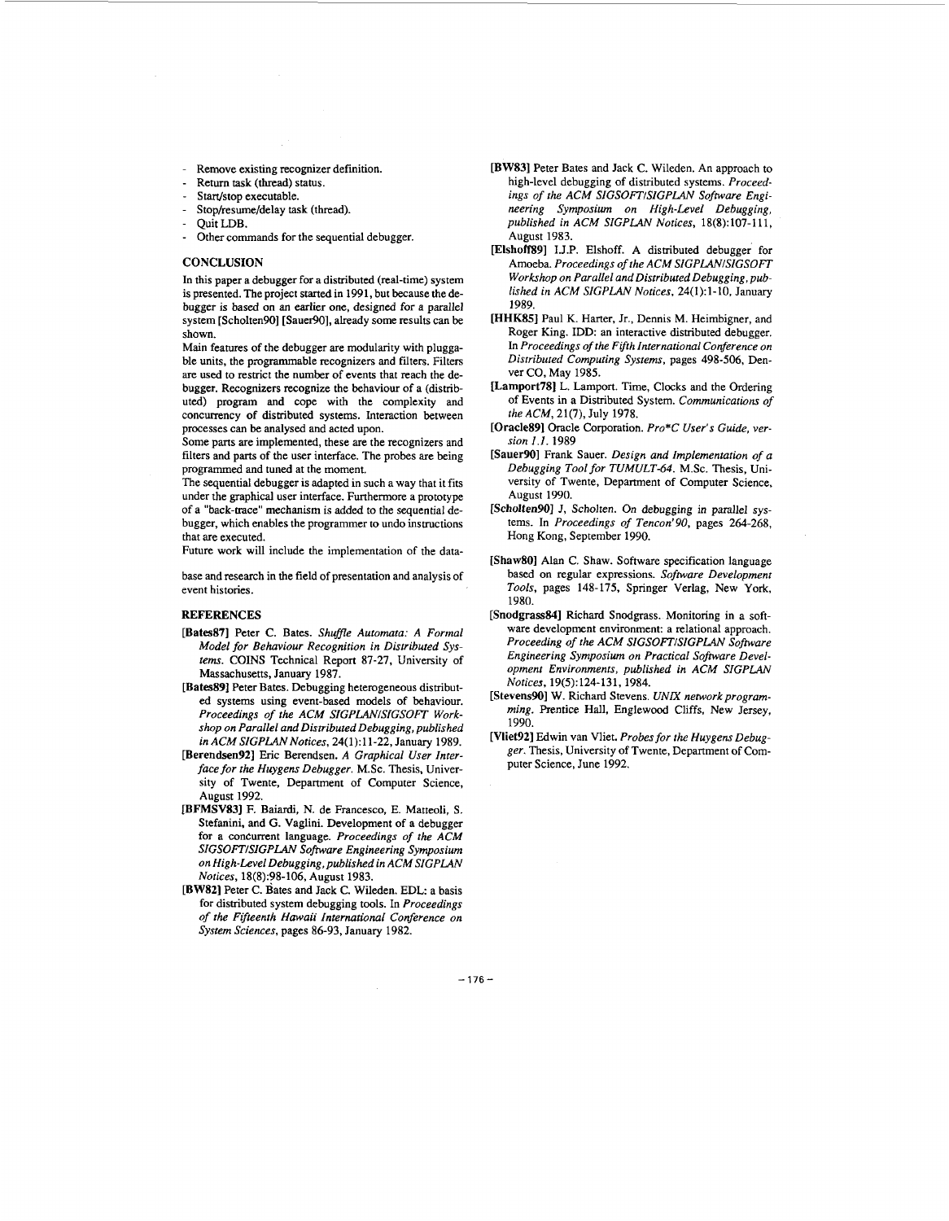- Remove existing recognizer definition.
- Return task (thread) status.
- Start/stop executable.
- Stop/resume/delay task (thread).
- Quit LDB.
- Other commands for the sequential debugger.

## CONCLUSION

In this paper a debugger for a distributed (real-time) system is presented. The project started in 1991, but because the debugger is based on an earlier one, designed for a parallel system [Scholten90] [Sauer90], already some results can be shown.

Main features of the debugger are modularity with pluggable units, the programmable recognizers and filters. Filters are used to restrict the number of events that reach the debugger. Recognizers recognize the behaviour of a (distributed) program and cope with the complexity and concurrency of distributed systems. Interaction between processes can be analysed and acted upon.

Some parts are implemented, these are the recognizers and filters and parts of the user interface. The probes are being programmed and tuned at the moment.

The sequential debugger is adapted in such a way that it fits under the graphical user interface. Furthermore a prototype of a "back-trace" mechanism is added to the sequential debugger, which enables the programmer to undo instructions that are executed.

Future work will include the implementation of the database and research in the field of presentation and analysis of event histories.

## REFERENCES

**[Bates87]** Peter C. Bates. *Shuffle Automata: A Formal Model for Behaviour Recognition in Distributed Systems.* COINS Technical Report 87-27, University of Massachusetts, January 1987.

**[Bates89]** Peter Bates. Debugging heterogeneous distributed systems using event-based models of behaviour. *Proceedings of the ACM SIGPLAN/SIGSOFT Workshop on Parallel and Distributed Debugging, published in ACM SIGPLAN Notices*, 24(1):11-22, January 1989.

**[Berendsen92]** Eric Berendsen. *A Graphical User Interface for the Huygens Debugger.* M.Sc. Thesis, University of Twente, Department of Computer Science, August 1992.

**[BFMSV83]** F. Baiardi, N. de Francesco, E. Matteoli, S. Stefanini, and G. Vaglini. Development of a debugger for a concurrent language. *Proceedings of the ACM SIGSOFT/SIGPLAN Software Engineering Symposium on High-Level Debugging, published in ACM SIGPLAN Notices*, 18(8):98-106, August 1983.

**[BW82]** Peter C. Bates and Jack C. Wileden. EDL: a basis for distributed system debugging tools. In *Proceedings of the Fifteenth Hawaii International Conference on System Sciences*, pages 86-93, January 1982.

**[BW83]** Peter Bates and Jack C. Wileden. An approach to high-level debugging of distributed systems. *Proceedings of the ACM SIGSOFT/SIGPLAN Software Engineering Symposium on High-Level Debugging, published in ACM SIGPLAN Notices*, 18(8):107-111, August 1983.

**[Elshoff89]** I.J.P. Elshoff. A distributed debugger for Amoeba. *Proceedings of the ACM SIGPLAN/SIGSOFT Workshop on Parallel and Distributed Debugging, published in ACM SIGPLAN Notices*, 24(1):1-10, January 1989.

**[HHK85]** Paul K. Harter, Jr., Dennis M. Heimbigner, and Roger King. IDD: an interactive distributed debugger. In *Proceedings of the Fifth International Conference on Distributed Computing Systems*, pages 498-506, Denver CO, May 1985.

**[Lamport78]** L. Lamport. Time, Clocks and the Ordering of Events in a Distributed System. *Communications of the ACM*, 21(7), July 1978.

**[Oracle89]** Oracle Corporation. *Pro*C User's Guide, version 1.1.* 1989

**[Sauer90]** Frank Sauer. *Design and Implementation of a Debugging Tool for TUMULT-64.* M.Sc. Thesis, University of Twente, Department of Computer Science, August 1990.

**[Scholten90]** J, Scholten. On debugging in parallel systems. In *Proceedings of Tencon'90*, pages 264-268, Hong Kong, September 1990.

**[Shaw80]** Alan C. Shaw. Software specification language based on regular expressions. *Software Development Tools*, pages 148-175, Springer Verlag, New York, 1980.

**[Snodgrass84]** Richard Snodgrass. Monitoring in a software development environment: a relational approach. *Proceeding of the ACM SIGSOFT/SIGPLAN Software Engineering Symposium on Practical Software Development Environments, published in ACM SIGPLAN Notices*, 19(5):124-131, 1984.

**[Stevens90]** W. Richard Stevens. *UNIX network programming.* Prentice Hall, Englewood Cliffs, New Jersey, 1990.

**[Vliet92]** Edwin van Vliet. *Probes for the Huygens Debugger.* Thesis, University of Twente, Department of Computer Science, June 1992.